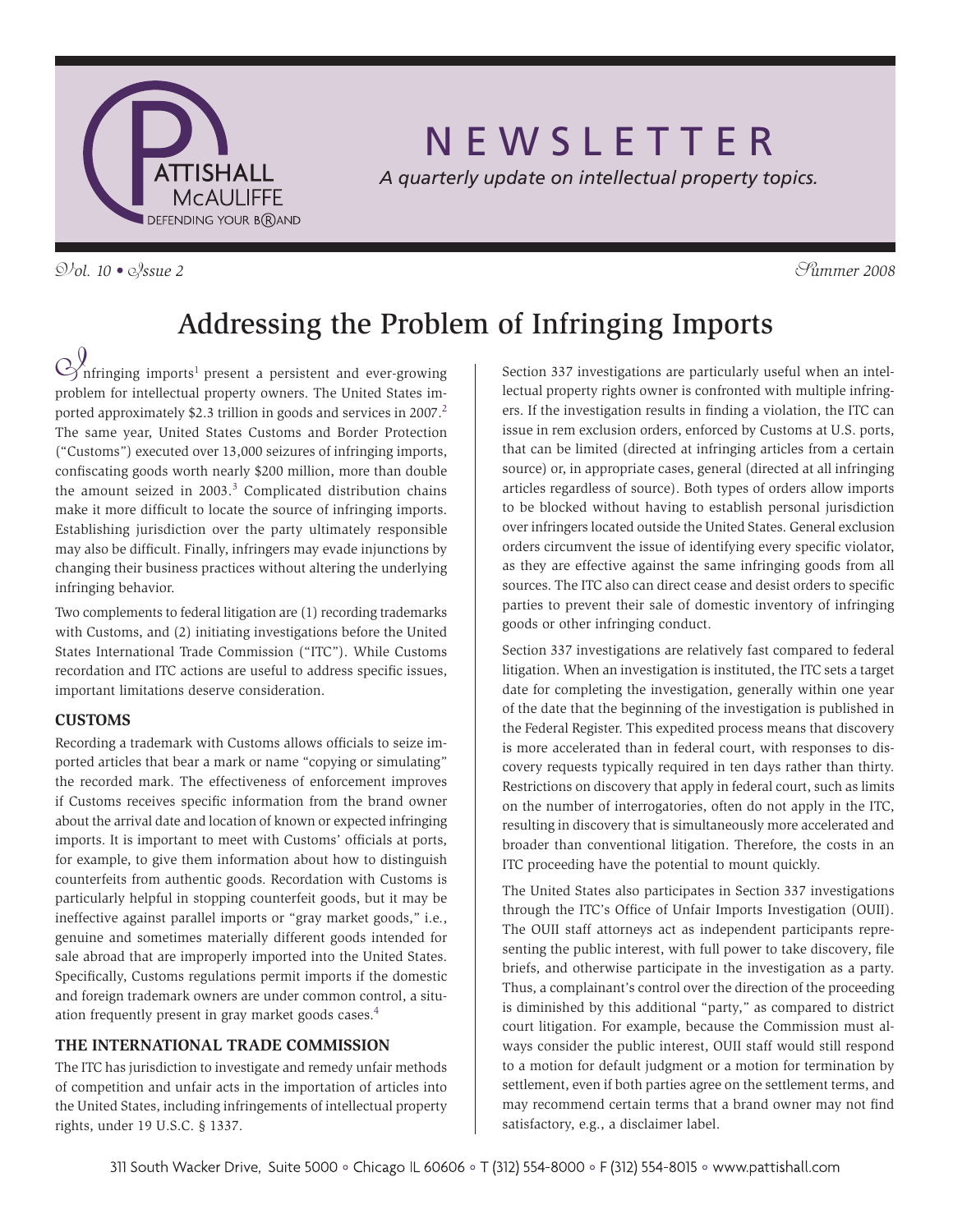# NEWSLETTER

*A quarterly update on intellectual property topics.*

*Vol. 10 • Issue 2* *Summer 2008*

## Addressing the Problem of Infringing Imports

Infringing imports[1] present a persistent and ever-growing problem for intellectual property owners. The United States imported approximately $2.3 trillion in goods and services in 2007.[2] The same year, United States Customs and Border Protection ("Customs") executed over 13,000 seizures of infringing imports, confiscating goods worth nearly $200 million, more than double the amount seized in 2003.[3] Complicated distribution chains make it more difficult to locate the source of infringing imports. Establishing jurisdiction over the party ultimately responsible may also be difficult. Finally, infringers may evade injunctions by changing their business practices without altering the underlying infringing behavior.

Two complements to federal litigation are (1) recording trademarks with Customs, and (2) initiating investigations before the United States International Trade Commission ("ITC"). While Customs recordation and ITC actions are useful to address specific issues, important limitations deserve consideration.

### CUSTOMS

Recording a trademark with Customs allows officials to seize imported articles that bear a mark or name "copying or simulating" the recorded mark. The effectiveness of enforcement improves if Customs receives specific information from the brand owner about the arrival date and location of known or expected infringing imports. It is important to meet with Customs' officials at ports, for example, to give them information about how to distinguish counterfeits from authentic goods. Recordation with Customs is particularly helpful in stopping counterfeit goods, but it may be ineffective against parallel imports or "gray market goods," i.e., genuine and sometimes materially different goods intended for sale abroad that are improperly imported into the United States. Specifically, Customs regulations permit imports if the domestic and foreign trademark owners are under common control, a situation frequently present in gray market goods cases.[4]

### THE INTERNATIONAL TRADE COMMISSION

The ITC has jurisdiction to investigate and remedy unfair methods of competition and unfair acts in the importation of articles into the United States, including infringements of intellectual property rights, under 19 U.S.C. § 1337.

Section 337 investigations are particularly useful when an intellectual property rights owner is confronted with multiple infringers. If the investigation results in finding a violation, the ITC can issue in rem exclusion orders, enforced by Customs at U.S. ports, that can be limited (directed at infringing articles from a certain source) or, in appropriate cases, general (directed at all infringing articles regardless of source). Both types of orders allow imports to be blocked without having to establish personal jurisdiction over infringers located outside the United States. General exclusion orders circumvent the issue of identifying every specific violator, as they are effective against the same infringing goods from all sources. The ITC also can direct cease and desist orders to specific parties to prevent their sale of domestic inventory of infringing goods or other infringing conduct.

Section 337 investigations are relatively fast compared to federal litigation. When an investigation is instituted, the ITC sets a target date for completing the investigation, generally within one year of the date that the beginning of the investigation is published in the Federal Register. This expedited process means that discovery is more accelerated than in federal court, with responses to discovery requests typically required in ten days rather than thirty. Restrictions on discovery that apply in federal court, such as limits on the number of interrogatories, often do not apply in the ITC, resulting in discovery that is simultaneously more accelerated and broader than conventional litigation. Therefore, the costs in an ITC proceeding have the potential to mount quickly.

The United States also participates in Section 337 investigations through the ITC's Office of Unfair Imports Investigation (OUII). The OUII staff attorneys act as independent participants representing the public interest, with full power to take discovery, file briefs, and otherwise participate in the investigation as a party. Thus, a complainant's control over the direction of the proceeding is diminished by this additional "party," as compared to district court litigation. For example, because the Commission must always consider the public interest, OUII staff would still respond to a motion for default judgment or a motion for termination by settlement, even if both parties agree on the settlement terms, and may recommend certain terms that a brand owner may not find satisfactory, e.g., a disclaimer label.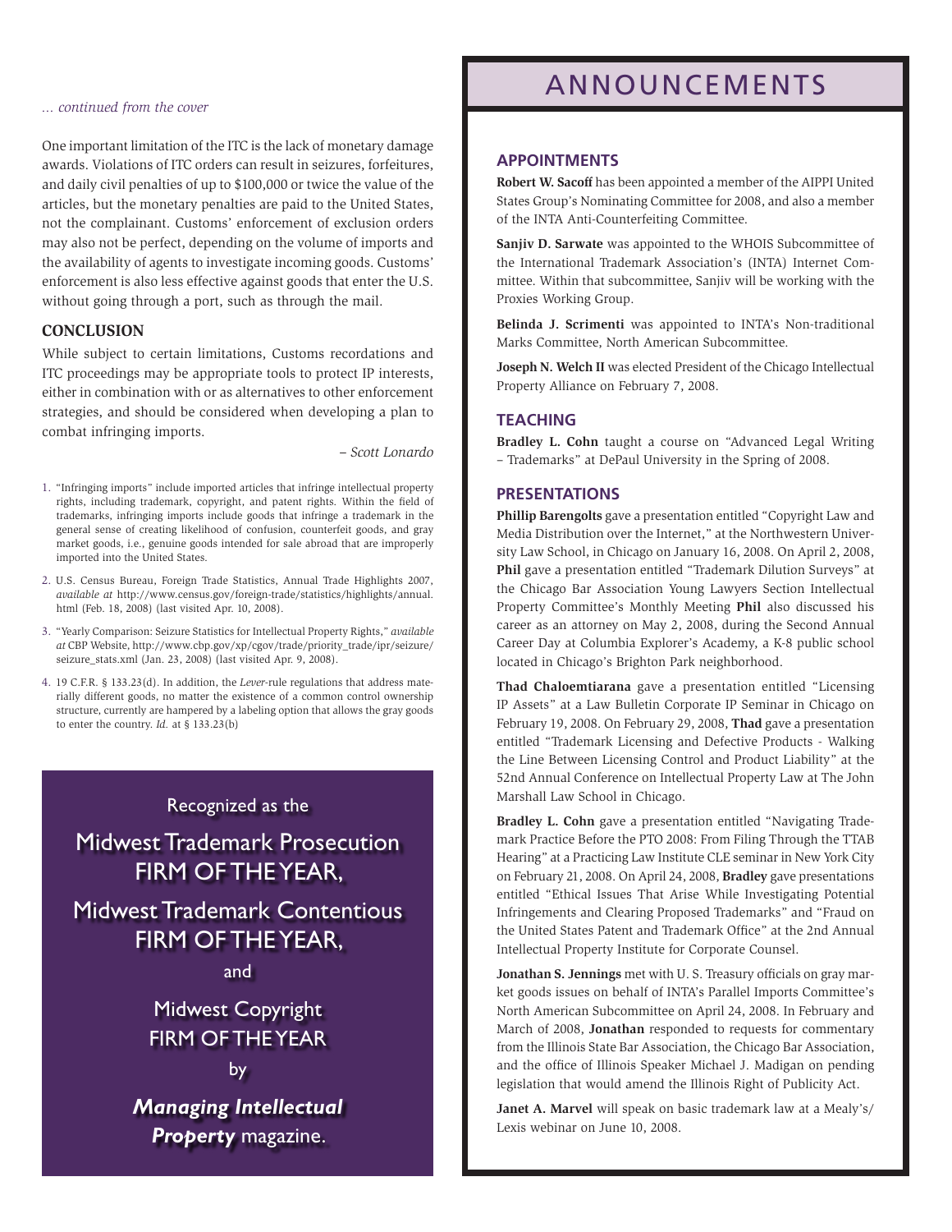*... continued from the cover*

One important limitation of the ITC is the lack of monetary damage awards. Violations of ITC orders can result in seizures, forfeitures, and daily civil penalties of up to $100,000 or twice the value of the articles, but the monetary penalties are paid to the United States, not the complainant. Customs' enforcement of exclusion orders may also not be perfect, depending on the volume of imports and the availability of agents to investigate incoming goods. Customs' enforcement is also less effective against goods that enter the U.S. without going through a port, such as through the mail.

### CONCLUSION

While subject to certain limitations, Customs recordations and ITC proceedings may be appropriate tools to protect IP interests, either in combination with or as alternatives to other enforcement strategies, and should be considered when developing a plan to combat infringing imports.

*– Scott Lonardo*

1. "Infringing imports" include imported articles that infringe intellectual property rights, including trademark, copyright, and patent rights. Within the field of trademarks, infringing imports include goods that infringe a trademark in the general sense of creating likelihood of confusion, counterfeit goods, and gray market goods, i.e., genuine goods intended for sale abroad that are improperly imported into the United States.
2. U.S. Census Bureau, Foreign Trade Statistics, Annual Trade Highlights 2007, *available at* http://www.census.gov/foreign-trade/statistics/highlights/annual.html (Feb. 18, 2008) (last visited Apr. 10, 2008).
3. "Yearly Comparison: Seizure Statistics for Intellectual Property Rights," *available at* CBP Website, http://www.cbp.gov/xp/cgov/trade/priority_trade/ipr/seizure/seizure_stats.xml (Jan. 23, 2008) (last visited Apr. 9, 2008).
4. 19 C.F.R. § 133.23(d). In addition, the *Lever*-rule regulations that address materially different goods, no matter the existence of a common control ownership structure, currently are hampered by a labeling option that allows the gray goods to enter the country. *Id.* at § 133.23(b)

Recognized as the

Midwest Trademark Prosecution FIRM OF THE YEAR,

Midwest Trademark Contentious FIRM OF THE YEAR,

and

Midwest Copyright FIRM OF THE YEAR

by

***Managing Intellectual Property*** magazine.

# ANNOUNCEMENTS

## APPOINTMENTS

**Robert W. Sacoff** has been appointed a member of the AIPPI United States Group's Nominating Committee for 2008, and also a member of the INTA Anti-Counterfeiting Committee.

**Sanjiv D. Sarwate** was appointed to the WHOIS Subcommittee of the International Trademark Association's (INTA) Internet Committee. Within that subcommittee, Sanjiv will be working with the Proxies Working Group.

**Belinda J. Scrimenti** was appointed to INTA's Non-traditional Marks Committee, North American Subcommittee.

**Joseph N. Welch II** was elected President of the Chicago Intellectual Property Alliance on February 7, 2008.

## TEACHING

**Bradley L. Cohn** taught a course on "Advanced Legal Writing – Trademarks" at DePaul University in the Spring of 2008.

## PRESENTATIONS

**Phillip Barengolts** gave a presentation entitled "Copyright Law and Media Distribution over the Internet," at the Northwestern University Law School, in Chicago on January 16, 2008. On April 2, 2008, **Phil** gave a presentation entitled "Trademark Dilution Surveys" at the Chicago Bar Association Young Lawyers Section Intellectual Property Committee's Monthly Meeting **Phil** also discussed his career as an attorney on May 2, 2008, during the Second Annual Career Day at Columbia Explorer's Academy, a K-8 public school located in Chicago's Brighton Park neighborhood.

**Thad Chaloemtiarana** gave a presentation entitled "Licensing IP Assets" at a Law Bulletin Corporate IP Seminar in Chicago on February 19, 2008. On February 29, 2008, **Thad** gave a presentation entitled "Trademark Licensing and Defective Products - Walking the Line Between Licensing Control and Product Liability" at the 52nd Annual Conference on Intellectual Property Law at The John Marshall Law School in Chicago.

**Bradley L. Cohn** gave a presentation entitled "Navigating Trademark Practice Before the PTO 2008: From Filing Through the TTAB Hearing" at a Practicing Law Institute CLE seminar in New York City on February 21, 2008. On April 24, 2008, **Bradley** gave presentations entitled "Ethical Issues That Arise While Investigating Potential Infringements and Clearing Proposed Trademarks" and "Fraud on the United States Patent and Trademark Office" at the 2nd Annual Intellectual Property Institute for Corporate Counsel.

**Jonathan S. Jennings** met with U. S. Treasury officials on gray market goods issues on behalf of INTA's Parallel Imports Committee's North American Subcommittee on April 24, 2008. In February and March of 2008, **Jonathan** responded to requests for commentary from the Illinois State Bar Association, the Chicago Bar Association, and the office of Illinois Speaker Michael J. Madigan on pending legislation that would amend the Illinois Right of Publicity Act.

**Janet A. Marvel** will speak on basic trademark law at a Mealy's/Lexis webinar on June 10, 2008.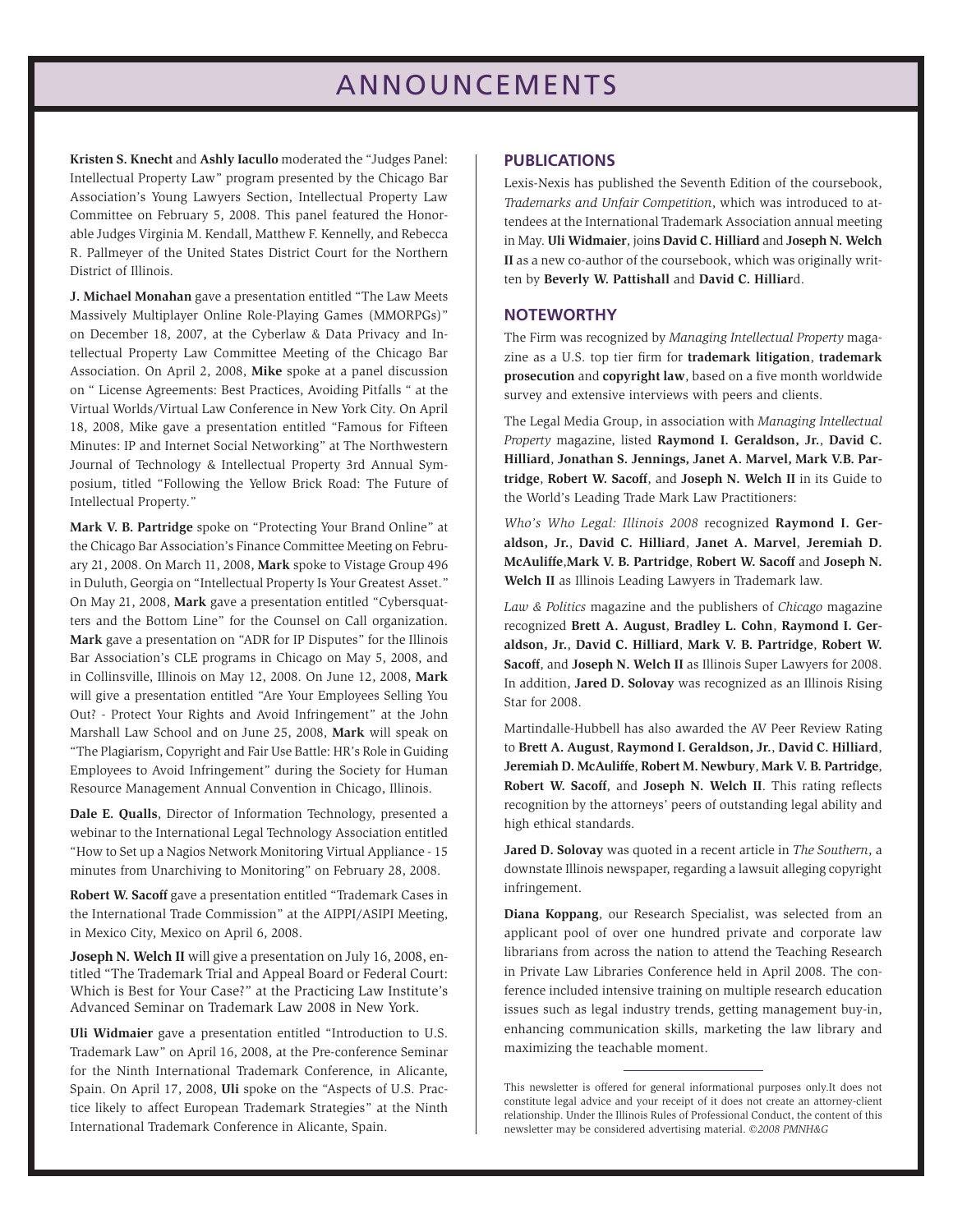# ANNOUNCEMENTS

**Kristen S. Knecht** and **Ashly Iacullo** moderated the "Judges Panel: Intellectual Property Law" program presented by the Chicago Bar Association's Young Lawyers Section, Intellectual Property Law Committee on February 5, 2008. This panel featured the Honorable Judges Virginia M. Kendall, Matthew F. Kennelly, and Rebecca R. Pallmeyer of the United States District Court for the Northern District of Illinois.

**J. Michael Monahan** gave a presentation entitled "The Law Meets Massively Multiplayer Online Role-Playing Games (MMORPGs)" on December 18, 2007, at the Cyberlaw & Data Privacy and Intellectual Property Law Committee Meeting of the Chicago Bar Association. On April 2, 2008, **Mike** spoke at a panel discussion on " License Agreements: Best Practices, Avoiding Pitfalls " at the Virtual Worlds/Virtual Law Conference in New York City. On April 18, 2008, Mike gave a presentation entitled "Famous for Fifteen Minutes: IP and Internet Social Networking" at The Northwestern Journal of Technology & Intellectual Property 3rd Annual Symposium, titled "Following the Yellow Brick Road: The Future of Intellectual Property."

**Mark V. B. Partridge** spoke on "Protecting Your Brand Online" at the Chicago Bar Association's Finance Committee Meeting on February 21, 2008. On March 11, 2008, **Mark** spoke to Vistage Group 496 in Duluth, Georgia on "Intellectual Property Is Your Greatest Asset." On May 21, 2008, **Mark** gave a presentation entitled "Cybersquatters and the Bottom Line" for the Counsel on Call organization. **Mark** gave a presentation on "ADR for IP Disputes" for the Illinois Bar Association's CLE programs in Chicago on May 5, 2008, and in Collinsville, Illinois on May 12, 2008. On June 12, 2008, **Mark** will give a presentation entitled "Are Your Employees Selling You Out? - Protect Your Rights and Avoid Infringement" at the John Marshall Law School and on June 25, 2008, **Mark** will speak on "The Plagiarism, Copyright and Fair Use Battle: HR's Role in Guiding Employees to Avoid Infringement" during the Society for Human Resource Management Annual Convention in Chicago, Illinois.

**Dale E. Qualls**, Director of Information Technology, presented a webinar to the International Legal Technology Association entitled "How to Set up a Nagios Network Monitoring Virtual Appliance - 15 minutes from Unarchiving to Monitoring" on February 28, 2008.

**Robert W. Sacoff** gave a presentation entitled "Trademark Cases in the International Trade Commission" at the AIPPI/ASIPI Meeting, in Mexico City, Mexico on April 6, 2008.

**Joseph N. Welch II** will give a presentation on July 16, 2008, entitled "The Trademark Trial and Appeal Board or Federal Court: Which is Best for Your Case?" at the Practicing Law Institute's Advanced Seminar on Trademark Law 2008 in New York.

**Uli Widmaier** gave a presentation entitled "Introduction to U.S. Trademark Law" on April 16, 2008, at the Pre-conference Seminar for the Ninth International Trademark Conference, in Alicante, Spain. On April 17, 2008, **Uli** spoke on the "Aspects of U.S. Practice likely to affect European Trademark Strategies" at the Ninth International Trademark Conference in Alicante, Spain.

## PUBLICATIONS

Lexis-Nexis has published the Seventh Edition of the coursebook, *Trademarks and Unfair Competition*, which was introduced to attendees at the International Trademark Association annual meeting in May. **Uli Widmaier**, joins **David C. Hilliard** and **Joseph N. Welch II** as a new co-author of the coursebook, which was originally written by **Beverly W. Pattishall** and **David C. Hilliard**.

## NOTEWORTHY

The Firm was recognized by *Managing Intellectual Property* magazine as a U.S. top tier firm for **trademark litigation**, **trademark prosecution** and **copyright law**, based on a five month worldwide survey and extensive interviews with peers and clients.

The Legal Media Group, in association with *Managing Intellectual Property* magazine, listed **Raymond I. Geraldson, Jr.**, **David C. Hilliard**, **Jonathan S. Jennings, Janet A. Marvel, Mark V.B. Partridge**, **Robert W. Sacoff**, and **Joseph N. Welch II** in its Guide to the World's Leading Trade Mark Law Practitioners:

*Who's Who Legal: Illinois 2008* recognized **Raymond I. Geraldson, Jr.**, **David C. Hilliard**, **Janet A. Marvel**, **Jeremiah D. McAuliffe**,**Mark V. B. Partridge**, **Robert W. Sacoff** and **Joseph N. Welch II** as Illinois Leading Lawyers in Trademark law.

*Law & Politics* magazine and the publishers of *Chicago* magazine recognized **Brett A. August**, **Bradley L. Cohn**, **Raymond I. Geraldson, Jr.**, **David C. Hilliard**, **Mark V. B. Partridge**, **Robert W. Sacoff**, and **Joseph N. Welch II** as Illinois Super Lawyers for 2008. In addition, **Jared D. Solovay** was recognized as an Illinois Rising Star for 2008.

Martindalle-Hubbell has also awarded the AV Peer Review Rating to **Brett A. August**, **Raymond I. Geraldson, Jr.**, **David C. Hilliard**, **Jeremiah D. McAuliffe**, **Robert M. Newbury**, **Mark V. B. Partridge**, **Robert W. Sacoff**, and **Joseph N. Welch II**. This rating reflects recognition by the attorneys' peers of outstanding legal ability and high ethical standards.

**Jared D. Solovay** was quoted in a recent article in *The Southern*, a downstate Illinois newspaper, regarding a lawsuit alleging copyright infringement.

**Diana Koppang**, our Research Specialist, was selected from an applicant pool of over one hundred private and corporate law librarians from across the nation to attend the Teaching Research in Private Law Libraries Conference held in April 2008. The conference included intensive training on multiple research education issues such as legal industry trends, getting management buy-in, enhancing communication skills, marketing the law library and maximizing the teachable moment.

---

This newsletter is offered for general informational purposes only.It does not constitute legal advice and your receipt of it does not create an attorney-client relationship. Under the Illinois Rules of Professional Conduct, the content of this newsletter may be considered advertising material. *©2008 PMNH&G*